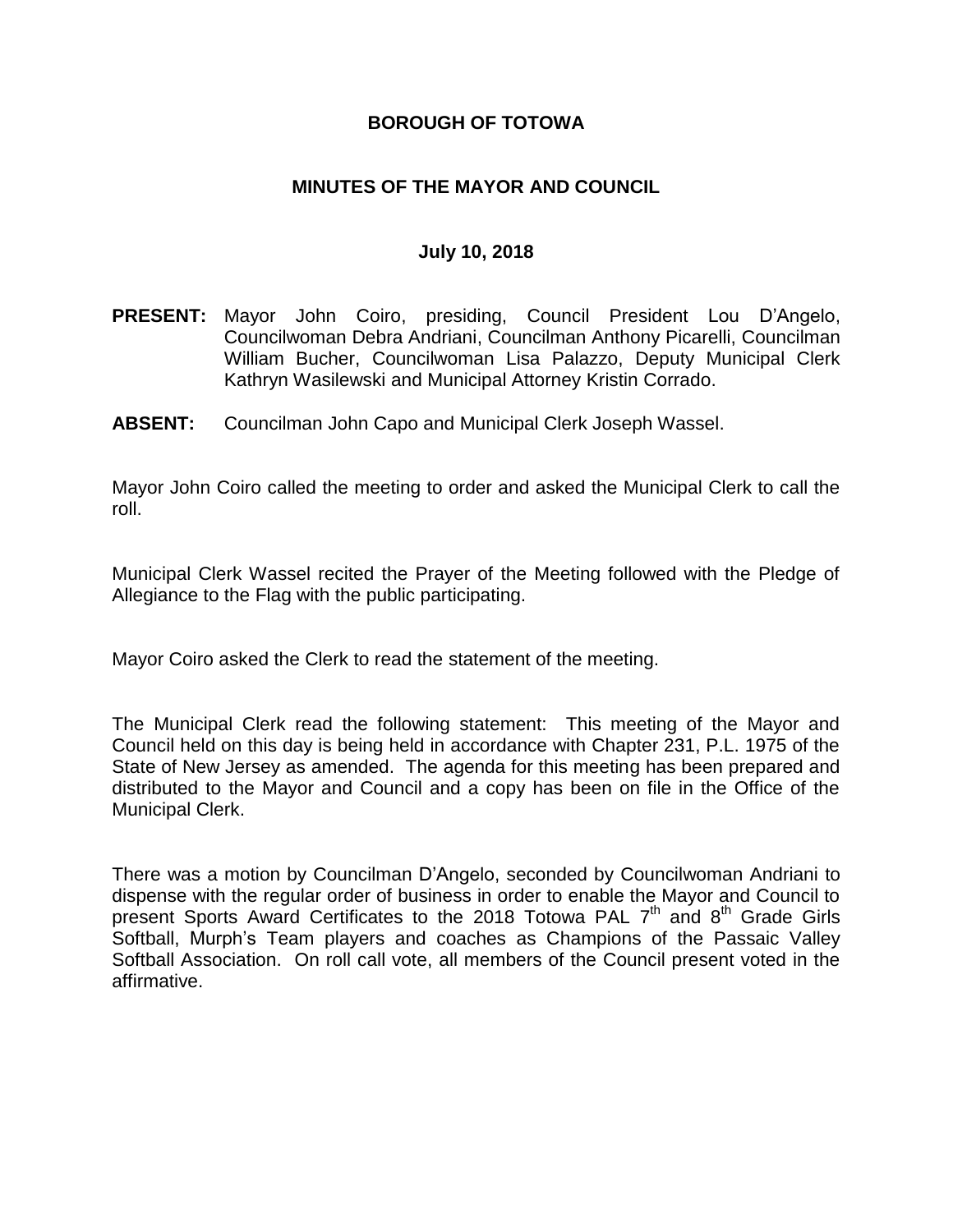# BOROUGH OF TOTOWA

## MINUTES OF THE MAYOR AND COUNCIL

### July 10, 2018

**PRESENT:** Mayor John Coiro, presiding, Council President Lou D'Angelo, Councilwoman Debra Andriani, Councilman Anthony Picarelli, Councilman William Bucher, Councilwoman Lisa Palazzo, Deputy Municipal Clerk Kathryn Wasilewski and Municipal Attorney Kristin Corrado.

**ABSENT:** Councilman John Capo and Municipal Clerk Joseph Wassel.

Mayor John Coiro called the meeting to order and asked the Municipal Clerk to call the roll.

Municipal Clerk Wassel recited the Prayer of the Meeting followed with the Pledge of Allegiance to the Flag with the public participating.

Mayor Coiro asked the Clerk to read the statement of the meeting.

The Municipal Clerk read the following statement: This meeting of the Mayor and Council held on this day is being held in accordance with Chapter 231, P.L. 1975 of the State of New Jersey as amended. The agenda for this meeting has been prepared and distributed to the Mayor and Council and a copy has been on file in the Office of the Municipal Clerk.

There was a motion by Councilman D'Angelo, seconded by Councilwoman Andriani to dispense with the regular order of business in order to enable the Mayor and Council to present Sports Award Certificates to the 2018 Totowa PAL 7th and 8th Grade Girls Softball, Murph's Team players and coaches as Champions of the Passaic Valley Softball Association. On roll call vote, all members of the Council present voted in the affirmative.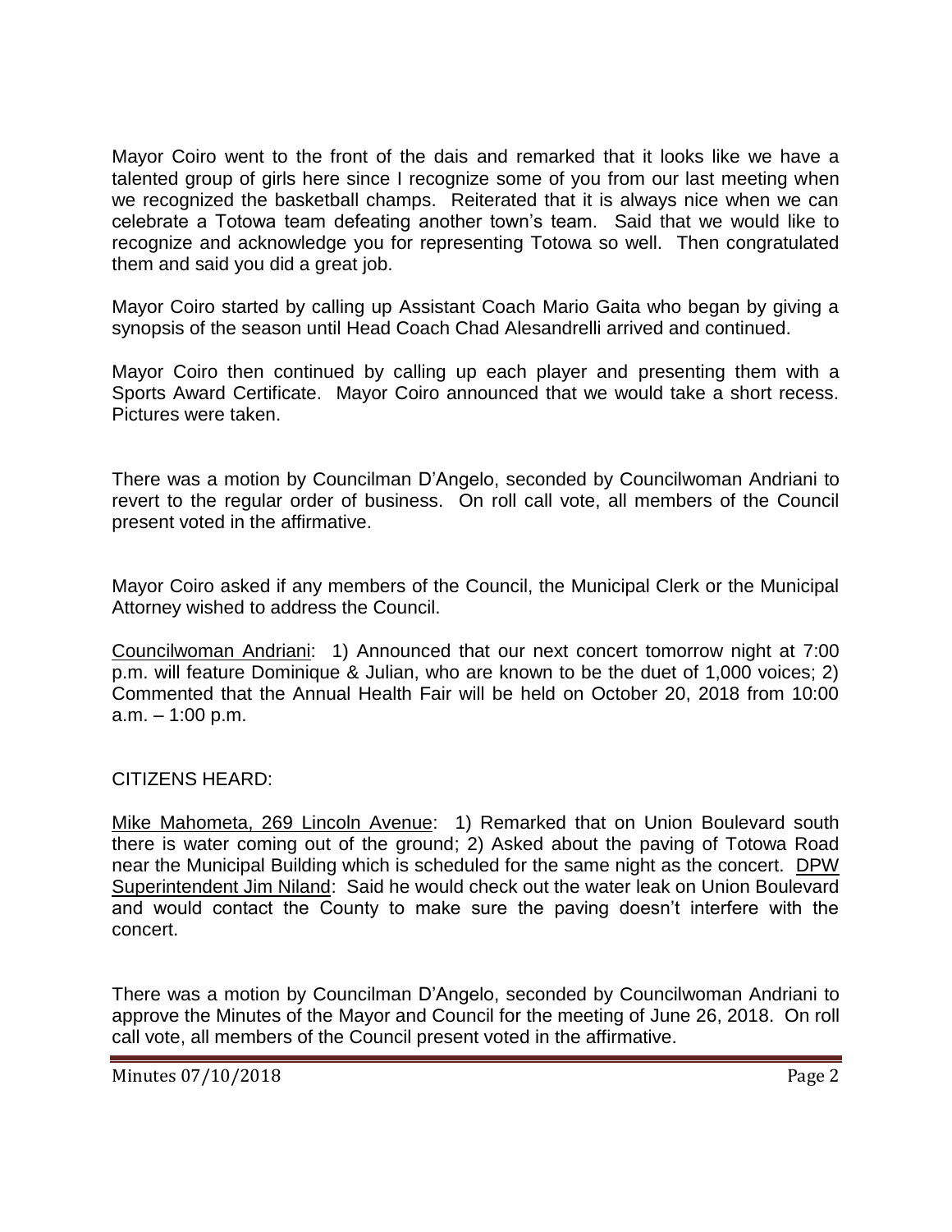Mayor Coiro went to the front of the dais and remarked that it looks like we have a talented group of girls here since I recognize some of you from our last meeting when we recognized the basketball champs. Reiterated that it is always nice when we can celebrate a Totowa team defeating another town's team. Said that we would like to recognize and acknowledge you for representing Totowa so well. Then congratulated them and said you did a great job.

Mayor Coiro started by calling up Assistant Coach Mario Gaita who began by giving a synopsis of the season until Head Coach Chad Alesandrelli arrived and continued.

Mayor Coiro then continued by calling up each player and presenting them with a Sports Award Certificate. Mayor Coiro announced that we would take a short recess. Pictures were taken.

There was a motion by Councilman D'Angelo, seconded by Councilwoman Andriani to revert to the regular order of business. On roll call vote, all members of the Council present voted in the affirmative.

Mayor Coiro asked if any members of the Council, the Municipal Clerk or the Municipal Attorney wished to address the Council.

<u>Councilwoman Andriani</u>: 1) Announced that our next concert tomorrow night at 7:00 p.m. will feature Dominique & Julian, who are known to be the duet of 1,000 voices; 2) Commented that the Annual Health Fair will be held on October 20, 2018 from 10:00 a.m. – 1:00 p.m.

CITIZENS HEARD:

<u>Mike Mahometa, 269 Lincoln Avenue</u>: 1) Remarked that on Union Boulevard south there is water coming out of the ground; 2) Asked about the paving of Totowa Road near the Municipal Building which is scheduled for the same night as the concert. <u>DPW Superintendent Jim Niland</u>: Said he would check out the water leak on Union Boulevard and would contact the County to make sure the paving doesn't interfere with the concert.

There was a motion by Councilman D'Angelo, seconded by Councilwoman Andriani to approve the Minutes of the Mayor and Council for the meeting of June 26, 2018. On roll call vote, all members of the Council present voted in the affirmative.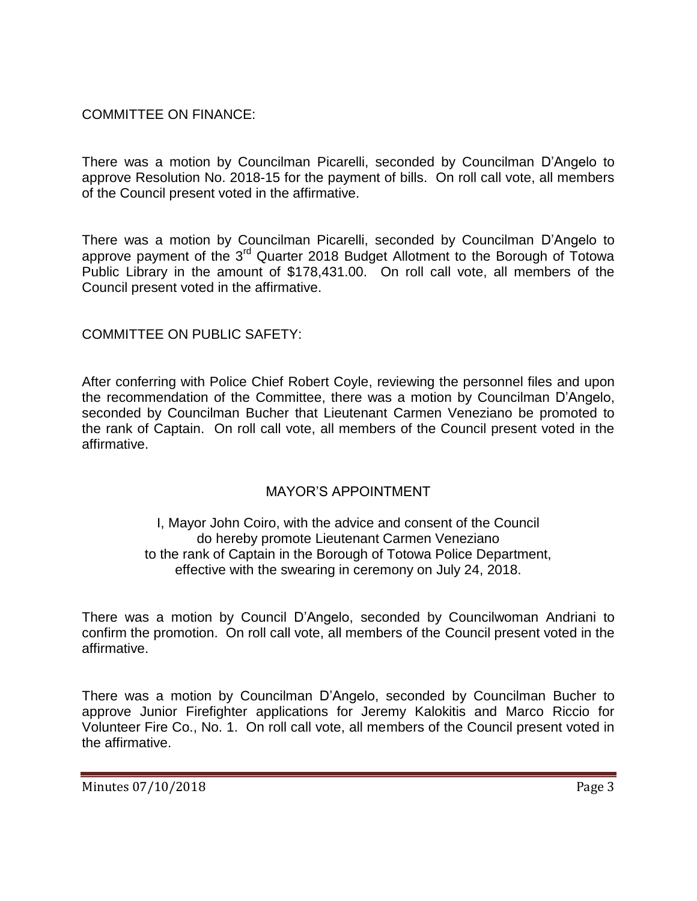COMMITTEE ON FINANCE:

There was a motion by Councilman Picarelli, seconded by Councilman D'Angelo to approve Resolution No. 2018-15 for the payment of bills. On roll call vote, all members of the Council present voted in the affirmative.

There was a motion by Councilman Picarelli, seconded by Councilman D'Angelo to approve payment of the 3rd Quarter 2018 Budget Allotment to the Borough of Totowa Public Library in the amount of $178,431.00. On roll call vote, all members of the Council present voted in the affirmative.

COMMITTEE ON PUBLIC SAFETY:

After conferring with Police Chief Robert Coyle, reviewing the personnel files and upon the recommendation of the Committee, there was a motion by Councilman D'Angelo, seconded by Councilman Bucher that Lieutenant Carmen Veneziano be promoted to the rank of Captain. On roll call vote, all members of the Council present voted in the affirmative.

## MAYOR'S APPOINTMENT

I, Mayor John Coiro, with the advice and consent of the Council do hereby promote Lieutenant Carmen Veneziano to the rank of Captain in the Borough of Totowa Police Department, effective with the swearing in ceremony on July 24, 2018.

There was a motion by Council D'Angelo, seconded by Councilwoman Andriani to confirm the promotion. On roll call vote, all members of the Council present voted in the affirmative.

There was a motion by Councilman D'Angelo, seconded by Councilman Bucher to approve Junior Firefighter applications for Jeremy Kalokitis and Marco Riccio for Volunteer Fire Co., No. 1. On roll call vote, all members of the Council present voted in the affirmative.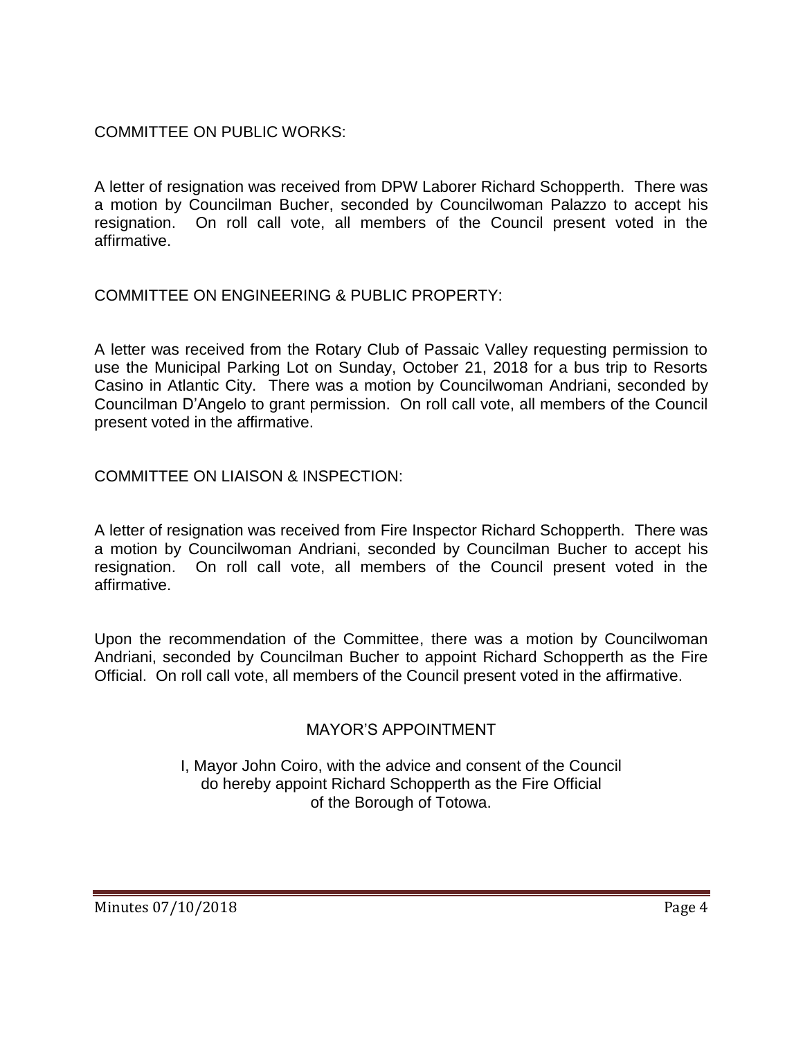COMMITTEE ON PUBLIC WORKS:

A letter of resignation was received from DPW Laborer Richard Schopperth. There was a motion by Councilman Bucher, seconded by Councilwoman Palazzo to accept his resignation. On roll call vote, all members of the Council present voted in the affirmative.

COMMITTEE ON ENGINEERING & PUBLIC PROPERTY:

A letter was received from the Rotary Club of Passaic Valley requesting permission to use the Municipal Parking Lot on Sunday, October 21, 2018 for a bus trip to Resorts Casino in Atlantic City. There was a motion by Councilwoman Andriani, seconded by Councilman D'Angelo to grant permission. On roll call vote, all members of the Council present voted in the affirmative.

COMMITTEE ON LIAISON & INSPECTION:

A letter of resignation was received from Fire Inspector Richard Schopperth. There was a motion by Councilwoman Andriani, seconded by Councilman Bucher to accept his resignation. On roll call vote, all members of the Council present voted in the affirmative.

Upon the recommendation of the Committee, there was a motion by Councilwoman Andriani, seconded by Councilman Bucher to appoint Richard Schopperth as the Fire Official. On roll call vote, all members of the Council present voted in the affirmative.

MAYOR'S APPOINTMENT

I, Mayor John Coiro, with the advice and consent of the Council do hereby appoint Richard Schopperth as the Fire Official of the Borough of Totowa.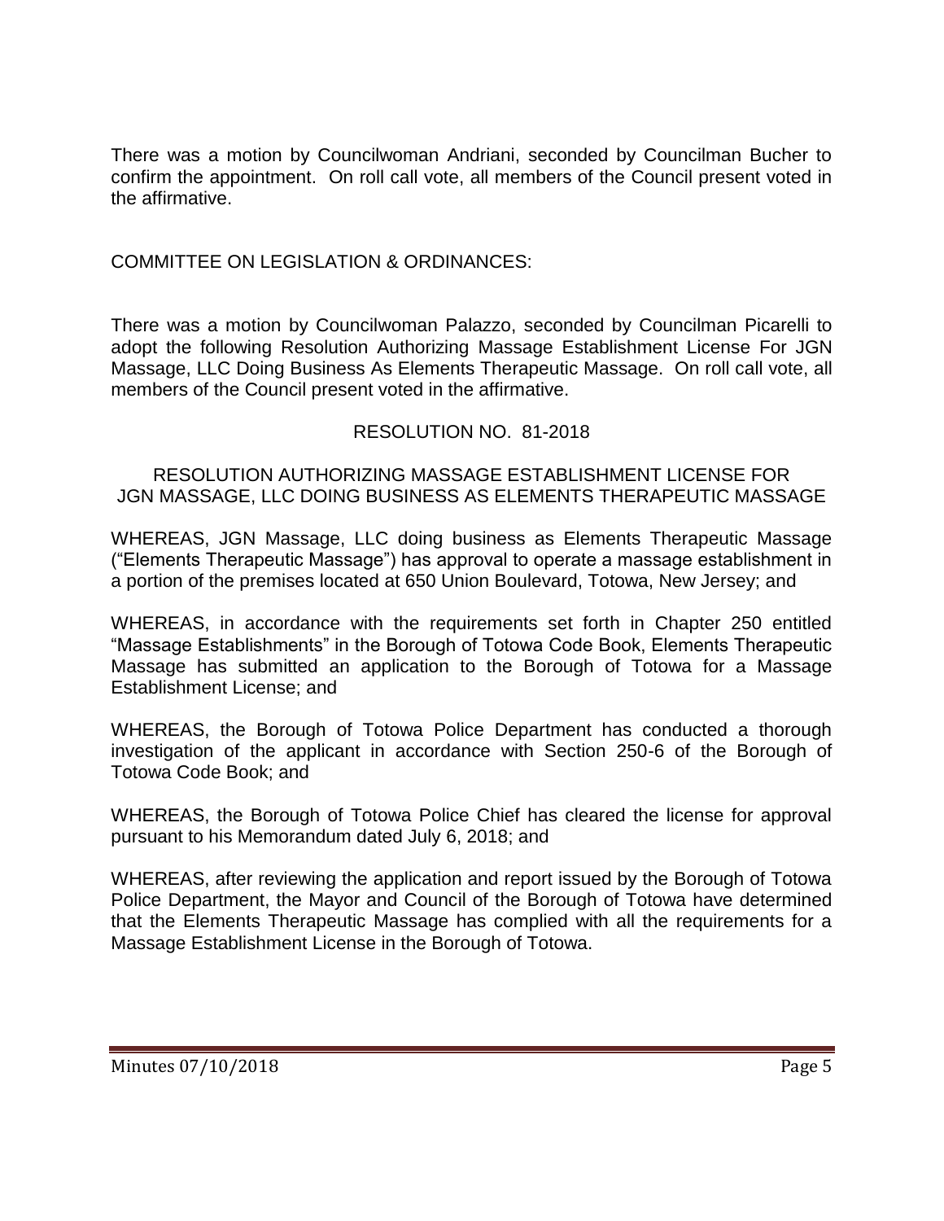There was a motion by Councilwoman Andriani, seconded by Councilman Bucher to confirm the appointment. On roll call vote, all members of the Council present voted in the affirmative.

COMMITTEE ON LEGISLATION & ORDINANCES:

There was a motion by Councilwoman Palazzo, seconded by Councilman Picarelli to adopt the following Resolution Authorizing Massage Establishment License For JGN Massage, LLC Doing Business As Elements Therapeutic Massage. On roll call vote, all members of the Council present voted in the affirmative.

RESOLUTION NO. 81-2018

RESOLUTION AUTHORIZING MASSAGE ESTABLISHMENT LICENSE FOR JGN MASSAGE, LLC DOING BUSINESS AS ELEMENTS THERAPEUTIC MASSAGE

WHEREAS, JGN Massage, LLC doing business as Elements Therapeutic Massage ("Elements Therapeutic Massage") has approval to operate a massage establishment in a portion of the premises located at 650 Union Boulevard, Totowa, New Jersey; and

WHEREAS, in accordance with the requirements set forth in Chapter 250 entitled "Massage Establishments" in the Borough of Totowa Code Book, Elements Therapeutic Massage has submitted an application to the Borough of Totowa for a Massage Establishment License; and

WHEREAS, the Borough of Totowa Police Department has conducted a thorough investigation of the applicant in accordance with Section 250-6 of the Borough of Totowa Code Book; and

WHEREAS, the Borough of Totowa Police Chief has cleared the license for approval pursuant to his Memorandum dated July 6, 2018; and

WHEREAS, after reviewing the application and report issued by the Borough of Totowa Police Department, the Mayor and Council of the Borough of Totowa have determined that the Elements Therapeutic Massage has complied with all the requirements for a Massage Establishment License in the Borough of Totowa.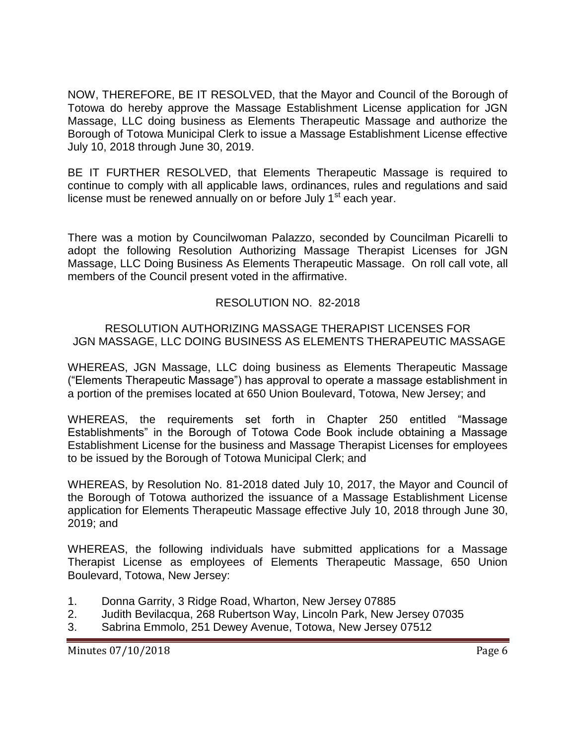NOW, THEREFORE, BE IT RESOLVED, that the Mayor and Council of the Borough of Totowa do hereby approve the Massage Establishment License application for JGN Massage, LLC doing business as Elements Therapeutic Massage and authorize the Borough of Totowa Municipal Clerk to issue a Massage Establishment License effective July 10, 2018 through June 30, 2019.

BE IT FURTHER RESOLVED, that Elements Therapeutic Massage is required to continue to comply with all applicable laws, ordinances, rules and regulations and said license must be renewed annually on or before July 1st each year.

There was a motion by Councilwoman Palazzo, seconded by Councilman Picarelli to adopt the following Resolution Authorizing Massage Therapist Licenses for JGN Massage, LLC Doing Business As Elements Therapeutic Massage. On roll call vote, all members of the Council present voted in the affirmative.

RESOLUTION NO. 82-2018

RESOLUTION AUTHORIZING MASSAGE THERAPIST LICENSES FOR JGN MASSAGE, LLC DOING BUSINESS AS ELEMENTS THERAPEUTIC MASSAGE

WHEREAS, JGN Massage, LLC doing business as Elements Therapeutic Massage ("Elements Therapeutic Massage") has approval to operate a massage establishment in a portion of the premises located at 650 Union Boulevard, Totowa, New Jersey; and

WHEREAS, the requirements set forth in Chapter 250 entitled "Massage Establishments" in the Borough of Totowa Code Book include obtaining a Massage Establishment License for the business and Massage Therapist Licenses for employees to be issued by the Borough of Totowa Municipal Clerk; and

WHEREAS, by Resolution No. 81-2018 dated July 10, 2017, the Mayor and Council of the Borough of Totowa authorized the issuance of a Massage Establishment License application for Elements Therapeutic Massage effective July 10, 2018 through June 30, 2019; and

WHEREAS, the following individuals have submitted applications for a Massage Therapist License as employees of Elements Therapeutic Massage, 650 Union Boulevard, Totowa, New Jersey:

1. Donna Garrity, 3 Ridge Road, Wharton, New Jersey 07885
2. Judith Bevilacqua, 268 Rubertson Way, Lincoln Park, New Jersey 07035
3. Sabrina Emmolo, 251 Dewey Avenue, Totowa, New Jersey 07512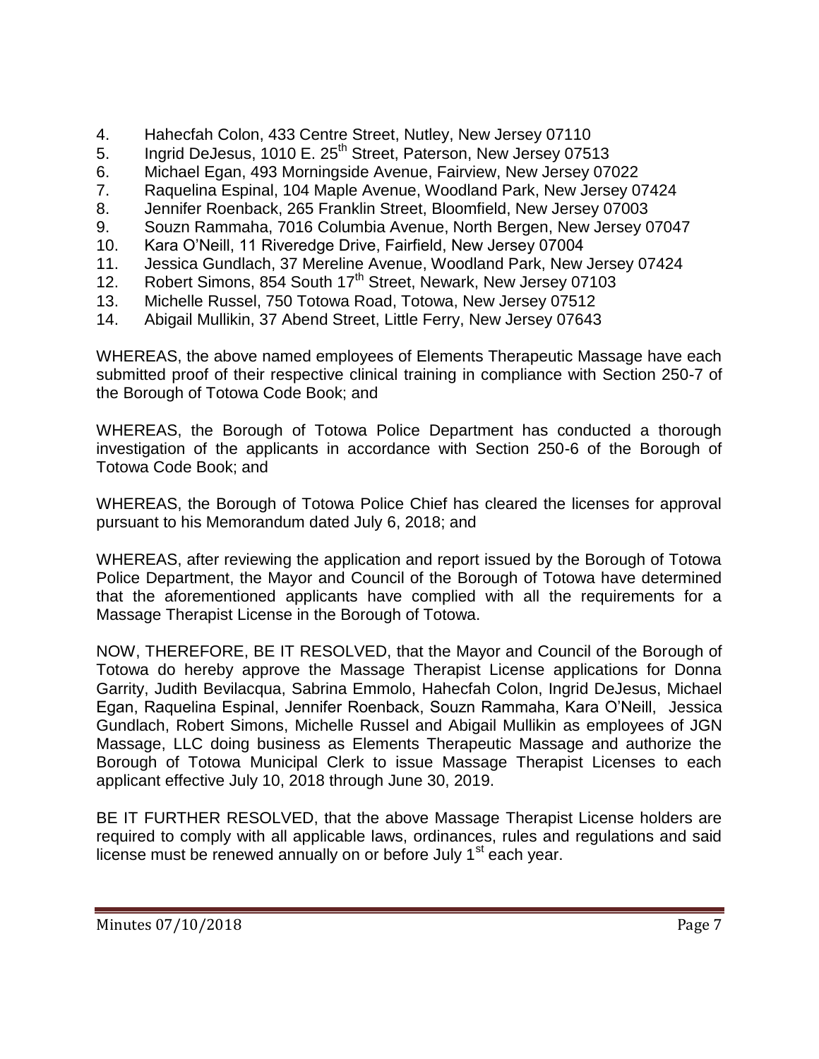4. Hahecfah Colon, 433 Centre Street, Nutley, New Jersey 07110
5. Ingrid DeJesus, 1010 E. 25th Street, Paterson, New Jersey 07513
6. Michael Egan, 493 Morningside Avenue, Fairview, New Jersey 07022
7. Raquelina Espinal, 104 Maple Avenue, Woodland Park, New Jersey 07424
8. Jennifer Roenback, 265 Franklin Street, Bloomfield, New Jersey 07003
9. Souzn Rammaha, 7016 Columbia Avenue, North Bergen, New Jersey 07047
10. Kara O'Neill, 11 Riveredge Drive, Fairfield, New Jersey 07004
11. Jessica Gundlach, 37 Mereline Avenue, Woodland Park, New Jersey 07424
12. Robert Simons, 854 South 17th Street, Newark, New Jersey 07103
13. Michelle Russel, 750 Totowa Road, Totowa, New Jersey 07512
14. Abigail Mullikin, 37 Abend Street, Little Ferry, New Jersey 07643

WHEREAS, the above named employees of Elements Therapeutic Massage have each submitted proof of their respective clinical training in compliance with Section 250-7 of the Borough of Totowa Code Book; and

WHEREAS, the Borough of Totowa Police Department has conducted a thorough investigation of the applicants in accordance with Section 250-6 of the Borough of Totowa Code Book; and

WHEREAS, the Borough of Totowa Police Chief has cleared the licenses for approval pursuant to his Memorandum dated July 6, 2018; and

WHEREAS, after reviewing the application and report issued by the Borough of Totowa Police Department, the Mayor and Council of the Borough of Totowa have determined that the aforementioned applicants have complied with all the requirements for a Massage Therapist License in the Borough of Totowa.

NOW, THEREFORE, BE IT RESOLVED, that the Mayor and Council of the Borough of Totowa do hereby approve the Massage Therapist License applications for Donna Garrity, Judith Bevilacqua, Sabrina Emmolo, Hahecfah Colon, Ingrid DeJesus, Michael Egan, Raquelina Espinal, Jennifer Roenback, Souzn Rammaha, Kara O'Neill, Jessica Gundlach, Robert Simons, Michelle Russel and Abigail Mullikin as employees of JGN Massage, LLC doing business as Elements Therapeutic Massage and authorize the Borough of Totowa Municipal Clerk to issue Massage Therapist Licenses to each applicant effective July 10, 2018 through June 30, 2019.

BE IT FURTHER RESOLVED, that the above Massage Therapist License holders are required to comply with all applicable laws, ordinances, rules and regulations and said license must be renewed annually on or before July 1st each year.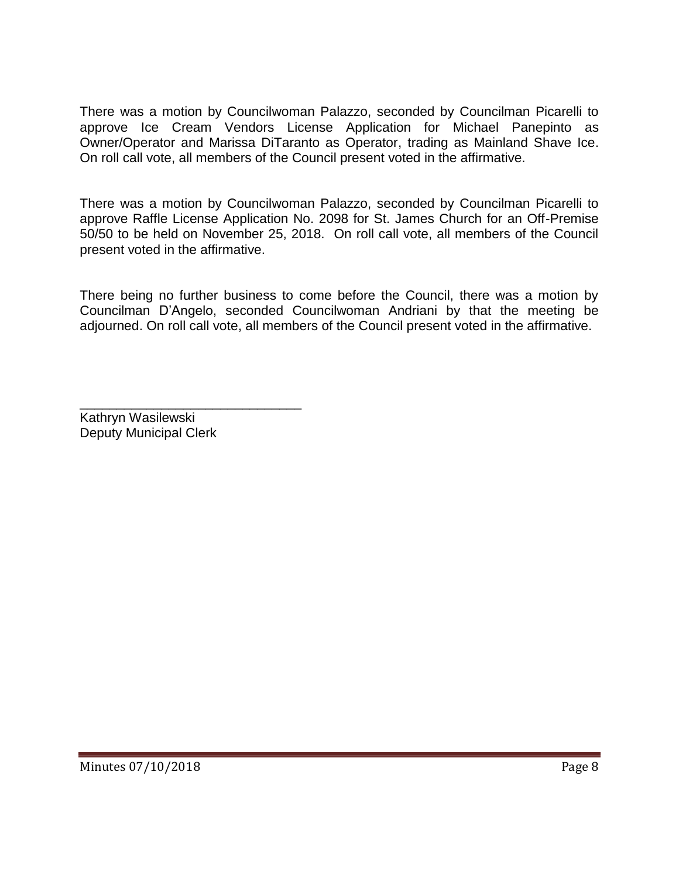There was a motion by Councilwoman Palazzo, seconded by Councilman Picarelli to approve Ice Cream Vendors License Application for Michael Panepinto as Owner/Operator and Marissa DiTaranto as Operator, trading as Mainland Shave Ice. On roll call vote, all members of the Council present voted in the affirmative.

There was a motion by Councilwoman Palazzo, seconded by Councilman Picarelli to approve Raffle License Application No. 2098 for St. James Church for an Off-Premise 50/50 to be held on November 25, 2018. On roll call vote, all members of the Council present voted in the affirmative.

There being no further business to come before the Council, there was a motion by Councilman D'Angelo, seconded Councilwoman Andriani by that the meeting be adjourned. On roll call vote, all members of the Council present voted in the affirmative.

_______________________________
Kathryn Wasilewski
Deputy Municipal Clerk